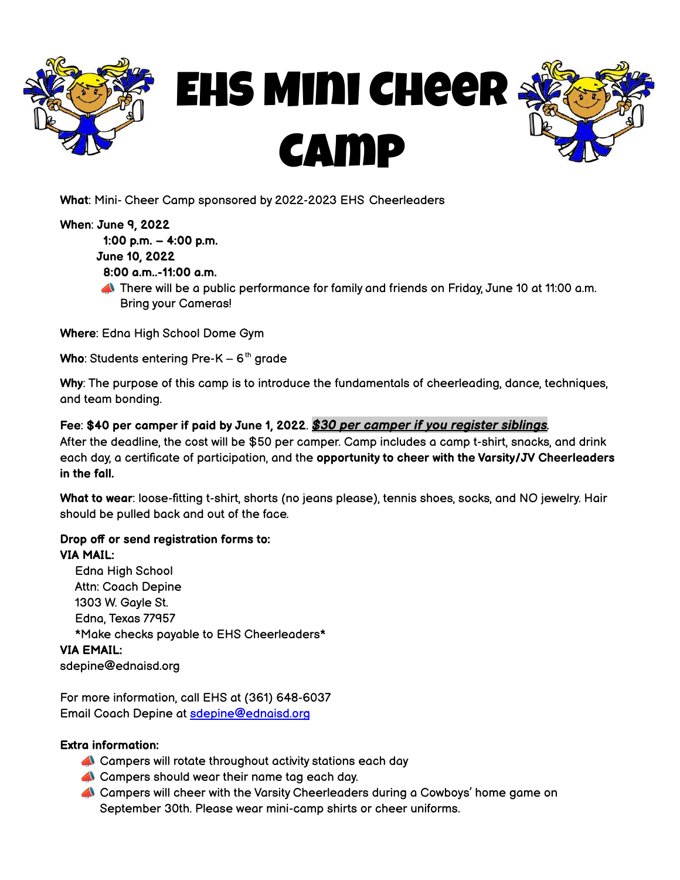# EHS Mini Cheer Camp

**What**: Mini- Cheer Camp sponsored by 2022-2023 EHS Cheerleaders

**When**: **June 9, 2022**
**1:00 p.m. – 4:00 p.m.**
**June 10, 2022**
**8:00 a.m..-11:00 a.m.**

- 📣 There will be a public performance for family and friends on Friday, June 10 at 11:00 a.m. Bring your Cameras!

**Where**: Edna High School Dome Gym

**Who**: Students entering Pre-K – 6th grade

**Why**: The purpose of this camp is to introduce the fundamentals of cheerleading, dance, techniques, and team bonding.

**Fee**: **$40 per camper if paid by June 1, 2022**. ***$30 per camper if you register siblings***.
After the deadline, the cost will be $50 per camper. Camp includes a camp t-shirt, snacks, and drink each day, a certificate of participation, and the **opportunity to cheer with the Varsity/JV Cheerleaders in the fall.**

**What to wear**: loose-fitting t-shirt, shorts (no jeans please), tennis shoes, socks, and NO jewelry. Hair should be pulled back and out of the face.

**Drop off or send registration forms to:**
**VIA MAIL:**
Edna High School
Attn: Coach Depine
1303 W. Gayle St.
Edna, Texas 77957
*Make checks payable to EHS Cheerleaders*
**VIA EMAIL:**
sdepine@ednaisd.org

For more information, call EHS at (361) 648-6037
Email Coach Depine at sdepine@ednaisd.org

**Extra information:**

- 📣 Campers will rotate throughout activity stations each day
- 📣 Campers should wear their name tag each day.
- 📣 Campers will cheer with the Varsity Cheerleaders during a Cowboys' home game on September 30th. Please wear mini-camp shirts or cheer uniforms.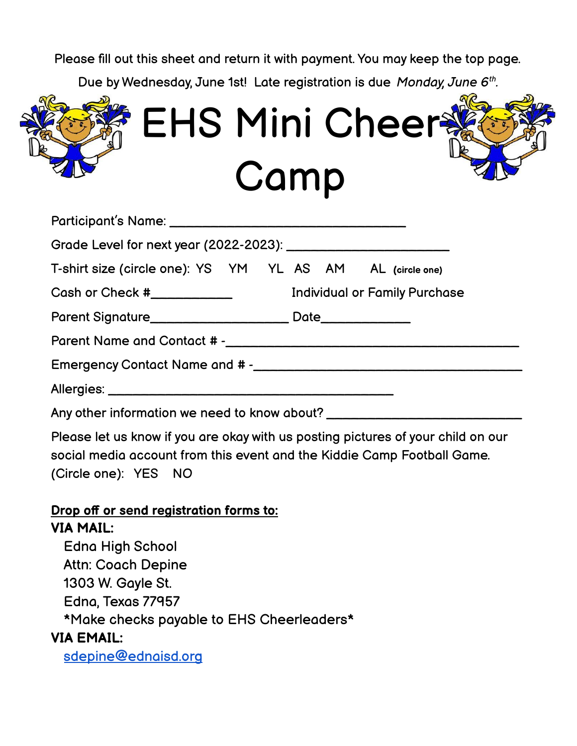Please fill out this sheet and return it with payment. You may keep the top page.

Due by Wednesday, June 1st! Late registration is due *Monday, June 6th.*

# EHS Mini Cheer Camp

Participant's Name: ______________________________

Grade Level for next year (2022-2023): ____________________

T-shirt size (circle one): YS YM YL AS AM AL (circle one)

Cash or Check #__________ Individual or Family Purchase

Parent Signature_________________ Date___________

Parent Name and Contact # -____________________________________

Emergency Contact Name and # -__________________________________

Allergies: ____________________________________

Any other information we need to know about? _________________________

Please let us know if you are okay with us posting pictures of your child on our social media account from this event and the Kiddie Camp Football Game. (Circle one): YES NO

**Drop off or send registration forms to:**

**VIA MAIL:**

Edna High School
Attn: Coach Depine
1303 W. Gayle St.
Edna, Texas 77957
*Make checks payable to EHS Cheerleaders*

**VIA EMAIL:**

sdepine@ednaisd.org